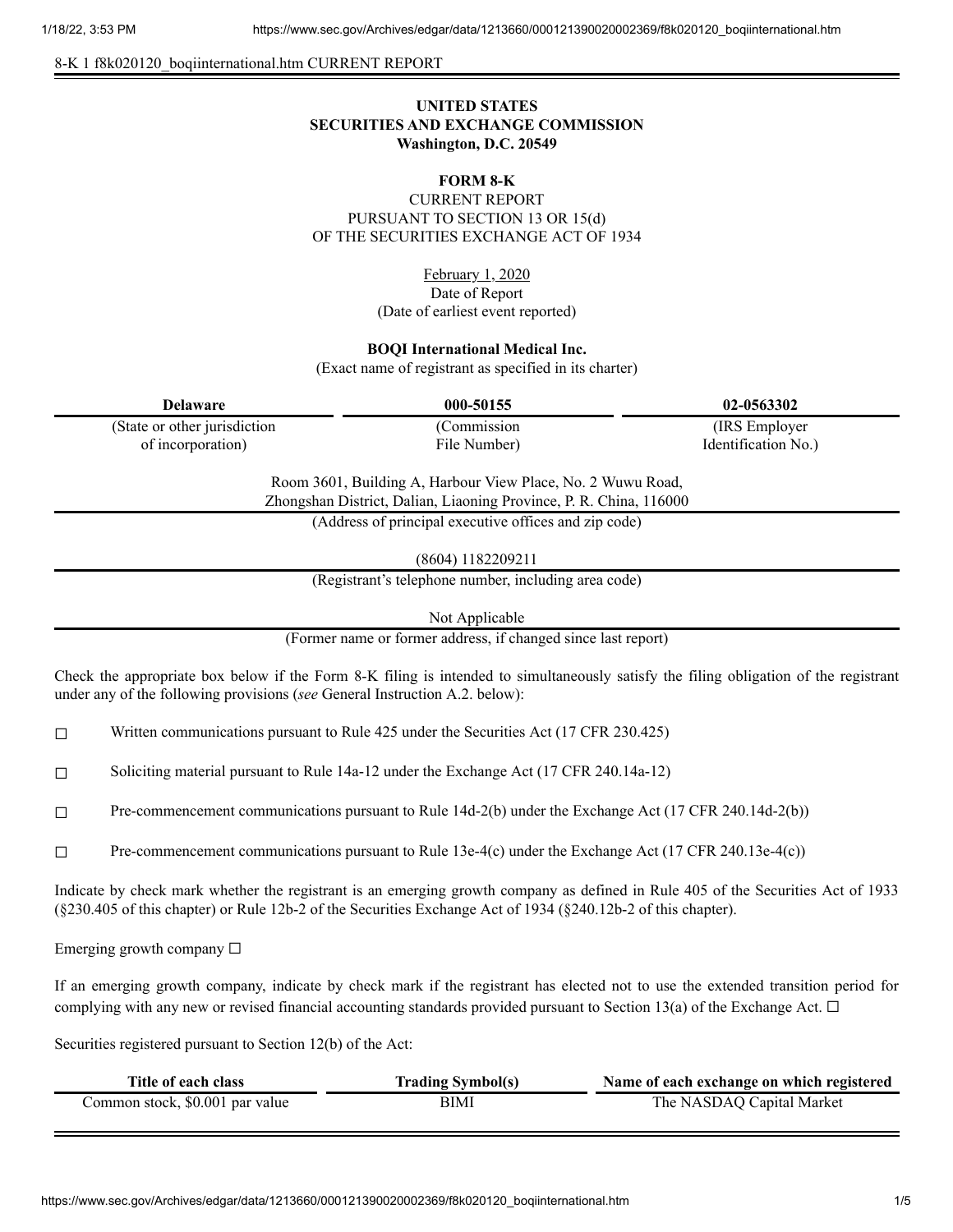8-K 1 f8k020120_boqiinternational.htm CURRENT REPORT

**UNITED STATES**
**SECURITIES AND EXCHANGE COMMISSION**
**Washington, D.C. 20549**

**FORM 8-K**

CURRENT REPORT
PURSUANT TO SECTION 13 OR 15(d)
OF THE SECURITIES EXCHANGE ACT OF 1934

February 1, 2020
Date of Report
(Date of earliest event reported)

**BOQI International Medical Inc.**
(Exact name of registrant as specified in its charter)

| **Delaware** | **000-50155** | **02-0563302** |
|---|---|---|
| (State or other jurisdiction of incorporation) | (Commission File Number) | (IRS Employer Identification No.) |

Room 3601, Building A, Harbour View Place, No. 2 Wuwu Road,
Zhongshan District, Dalian, Liaoning Province, P. R. China, 116000
(Address of principal executive offices and zip code)

(8604) 1182209211
(Registrant's telephone number, including area code)

Not Applicable
(Former name or former address, if changed since last report)

Check the appropriate box below if the Form 8-K filing is intended to simultaneously satisfy the filing obligation of the registrant under any of the following provisions (*see* General Instruction A.2. below):

☐ Written communications pursuant to Rule 425 under the Securities Act (17 CFR 230.425)

☐ Soliciting material pursuant to Rule 14a-12 under the Exchange Act (17 CFR 240.14a-12)

☐ Pre-commencement communications pursuant to Rule 14d-2(b) under the Exchange Act (17 CFR 240.14d-2(b))

☐ Pre-commencement communications pursuant to Rule 13e-4(c) under the Exchange Act (17 CFR 240.13e-4(c))

Indicate by check mark whether the registrant is an emerging growth company as defined in Rule 405 of the Securities Act of 1933 (§230.405 of this chapter) or Rule 12b-2 of the Securities Exchange Act of 1934 (§240.12b-2 of this chapter).

Emerging growth company ☐

If an emerging growth company, indicate by check mark if the registrant has elected not to use the extended transition period for complying with any new or revised financial accounting standards provided pursuant to Section 13(a) of the Exchange Act. ☐

Securities registered pursuant to Section 12(b) of the Act:

| Title of each class | Trading Symbol(s) | Name of each exchange on which registered |
|---|---|---|
| Common stock, $0.001 par value | BIMI | The NASDAQ Capital Market |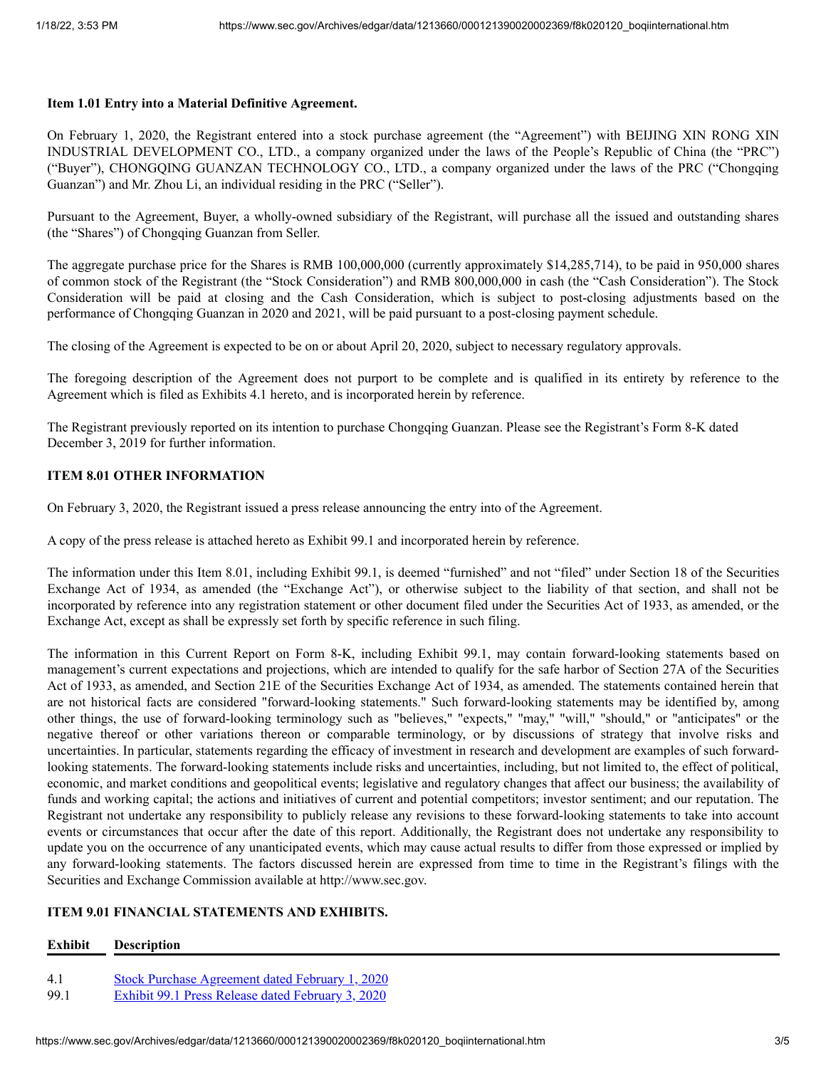**Item 1.01 Entry into a Material Definitive Agreement.**

On February 1, 2020, the Registrant entered into a stock purchase agreement (the "Agreement") with BEIJING XIN RONG XIN INDUSTRIAL DEVELOPMENT CO., LTD., a company organized under the laws of the People's Republic of China (the "PRC") ("Buyer"), CHONGQING GUANZAN TECHNOLOGY CO., LTD., a company organized under the laws of the PRC ("Chongqing Guanzan") and Mr. Zhou Li, an individual residing in the PRC ("Seller").

Pursuant to the Agreement, Buyer, a wholly-owned subsidiary of the Registrant, will purchase all the issued and outstanding shares (the "Shares") of Chongqing Guanzan from Seller.

The aggregate purchase price for the Shares is RMB 100,000,000 (currently approximately $14,285,714), to be paid in 950,000 shares of common stock of the Registrant (the "Stock Consideration") and RMB 800,000,000 in cash (the "Cash Consideration"). The Stock Consideration will be paid at closing and the Cash Consideration, which is subject to post-closing adjustments based on the performance of Chongqing Guanzan in 2020 and 2021, will be paid pursuant to a post-closing payment schedule.

The closing of the Agreement is expected to be on or about April 20, 2020, subject to necessary regulatory approvals.

The foregoing description of the Agreement does not purport to be complete and is qualified in its entirety by reference to the Agreement which is filed as Exhibits 4.1 hereto, and is incorporated herein by reference.

The Registrant previously reported on its intention to purchase Chongqing Guanzan. Please see the Registrant's Form 8-K dated December 3, 2019 for further information.

**ITEM 8.01 OTHER INFORMATION**

On February 3, 2020, the Registrant issued a press release announcing the entry into of the Agreement.

A copy of the press release is attached hereto as Exhibit 99.1 and incorporated herein by reference.

The information under this Item 8.01, including Exhibit 99.1, is deemed "furnished" and not "filed" under Section 18 of the Securities Exchange Act of 1934, as amended (the "Exchange Act"), or otherwise subject to the liability of that section, and shall not be incorporated by reference into any registration statement or other document filed under the Securities Act of 1933, as amended, or the Exchange Act, except as shall be expressly set forth by specific reference in such filing.

The information in this Current Report on Form 8-K, including Exhibit 99.1, may contain forward-looking statements based on management's current expectations and projections, which are intended to qualify for the safe harbor of Section 27A of the Securities Act of 1933, as amended, and Section 21E of the Securities Exchange Act of 1934, as amended. The statements contained herein that are not historical facts are considered "forward-looking statements." Such forward-looking statements may be identified by, among other things, the use of forward-looking terminology such as "believes," "expects," "may," "will," "should," or "anticipates" or the negative thereof or other variations thereon or comparable terminology, or by discussions of strategy that involve risks and uncertainties. In particular, statements regarding the efficacy of investment in research and development are examples of such forward-looking statements. The forward-looking statements include risks and uncertainties, including, but not limited to, the effect of political, economic, and market conditions and geopolitical events; legislative and regulatory changes that affect our business; the availability of funds and working capital; the actions and initiatives of current and potential competitors; investor sentiment; and our reputation. The Registrant not undertake any responsibility to publicly release any revisions to these forward-looking statements to take into account events or circumstances that occur after the date of this report. Additionally, the Registrant does not undertake any responsibility to update you on the occurrence of any unanticipated events, which may cause actual results to differ from those expressed or implied by any forward-looking statements. The factors discussed herein are expressed from time to time in the Registrant's filings with the Securities and Exchange Commission available at http://www.sec.gov.

**ITEM 9.01 FINANCIAL STATEMENTS AND EXHIBITS.**

| Exhibit | Description |
| --- | --- |
| 4.1 | Stock Purchase Agreement dated February 1, 2020 |
| 99.1 | Exhibit 99.1 Press Release dated February 3, 2020 |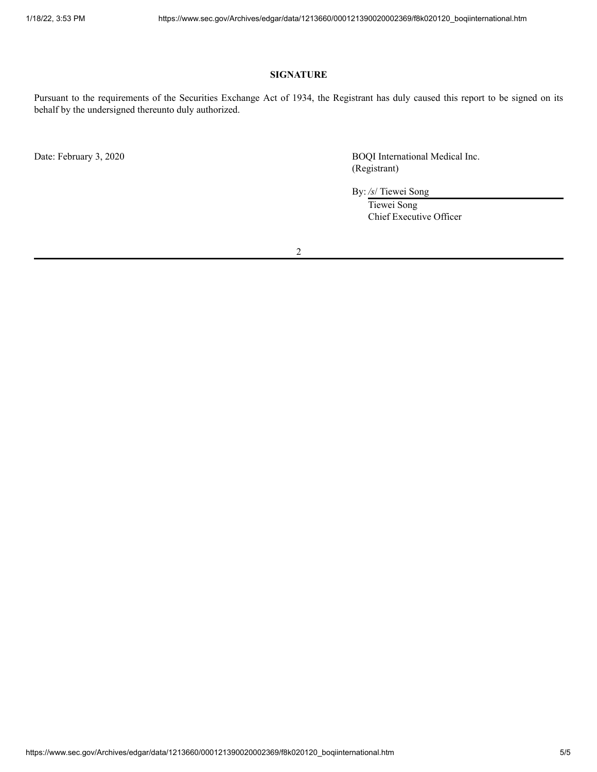**SIGNATURE**

Pursuant to the requirements of the Securities Exchange Act of 1934, the Registrant has duly caused this report to be signed on its behalf by the undersigned thereunto duly authorized.

Date: February 3, 2020

BOQI International Medical Inc.
(Registrant)

By: */s/* Tiewei Song
Tiewei Song
Chief Executive Officer